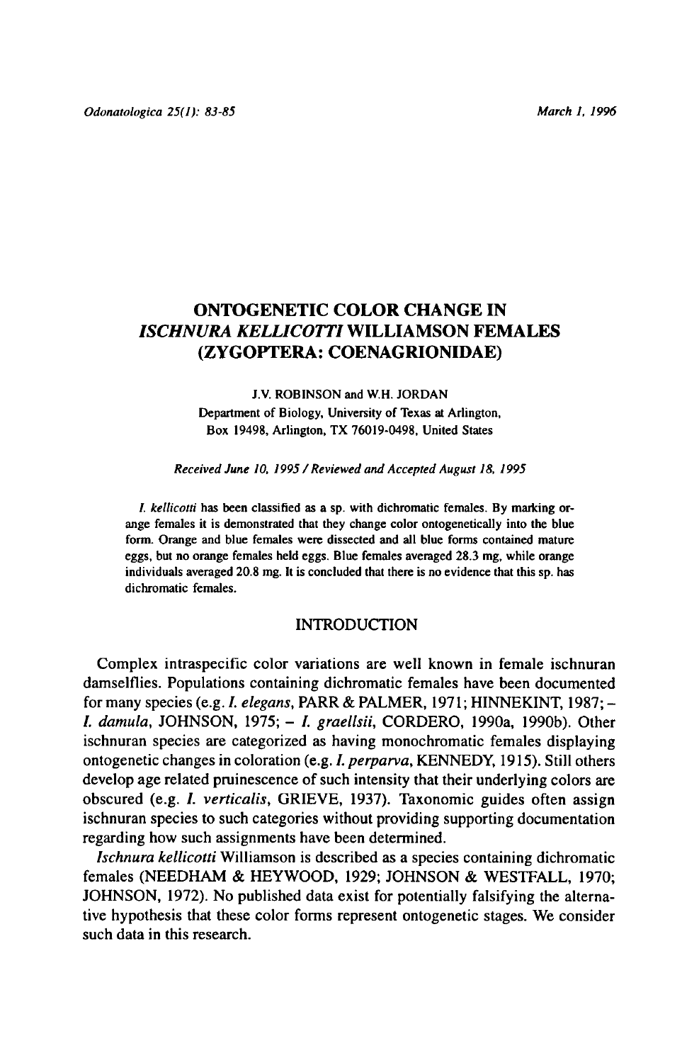# ONTOGENETIC COLOR CHANGE IN *ISCHNURA KELLICOTTI* WILLIAMSON FEMALES (ZYGOPTERA: COENAGRIONIDAE)

J.V. ROBINSON and W.H. JORDAN

Department of Biology, University of Texas at Arlington, Box 19498, Arlington, TX 76019-0498, United States

*Received June 10, 1995 / Reviewed and Accepted August 18, 1995*

*I. kellicotti* has been classified as a sp. with dichromatic females. By marking orange females it is demonstrated that they change color ontogenetically into the blue form. Orange and blue females were dissected and all blue forms contained mature eggs, but no orange females held eggs. Blue females averaged 28.3 mg, while orange individuals averaged 20.8 mg. It is concluded that there is no evidence that this sp. has dichromatic females.

## INTRODUCTION

Complex intraspecific color variations are well known in female ischnuran damselflies. Populations containing dichromatic females have been documented for many species (e.g. *I. elegans*, PARR & PALMER, 1971; HINNEKINT, 1987; – *I. damula*, JOHNSON, 1975; – *I. graellsii*, CORDERO, 1990a, 1990b). Other ischnuran species are categorized as having monochromatic females displaying ontogenetic changes in coloration (e.g. *I. perparva*, KENNEDY, 1915). Still others develop age related pruinescence of such intensity that their underlying colors are obscured (e.g. *I. verticalis*, GRIEVE, 1937). Taxonomic guides often assign ischnuran species to such categories without providing supporting documentation regarding how such assignments have been determined.

*Ischnura kellicotti* Williamson is described as a species containing dichromatic females (NEEDHAM & HEYWOOD, 1929; JOHNSON & WESTFALL, 1970; JOHNSON, 1972). No published data exist for potentially falsifying the alternative hypothesis that these color forms represent ontogenetic stages. We consider such data in this research.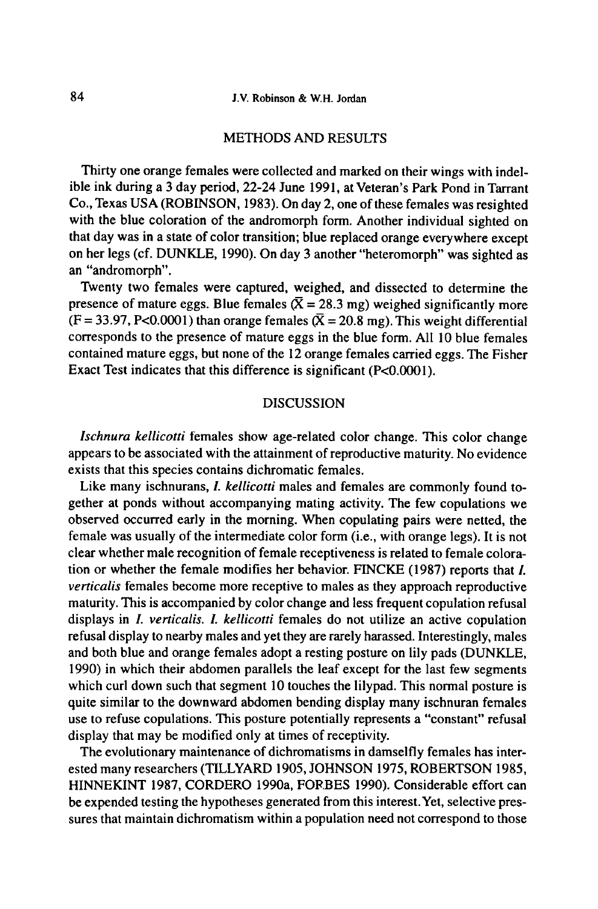## METHODS AND RESULTS

Thirty one orange females were collected and marked on their wings with indelible ink during a 3 day period, 22-24 June 1991, at Veteran's Park Pond in Tarrant Co., Texas USA (ROBINSON, 1983). On day 2, one of these females was resighted with the blue coloration of the andromorph form. Another individual sighted on that day was in a state of color transition; blue replaced orange everywhere except on her legs (cf. DUNKLE, 1990). On day 3 another "heteromorph" was sighted as an "andromorph".

Twenty two females were captured, weighed, and dissected to determine the presence of mature eggs. Blue females ($\bar{X}$ = 28.3 mg) weighed significantly more ($F = 33.97$, $P<0.0001$) than orange females ($\bar{X}$ = 20.8 mg). This weight differential corresponds to the presence of mature eggs in the blue form. All 10 blue females contained mature eggs, but none of the 12 orange females carried eggs. The Fisher Exact Test indicates that this difference is significant ($P<0.0001$).

## DISCUSSION

*Ischnura kellicotti* females show age-related color change. This color change appears to be associated with the attainment of reproductive maturity. No evidence exists that this species contains dichromatic females.

Like many ischnurans, *I. kellicotti* males and females are commonly found together at ponds without accompanying mating activity. The few copulations we observed occurred early in the morning. When copulating pairs were netted, the female was usually of the intermediate color form (i.e., with orange legs). It is not clear whether male recognition of female receptiveness is related to female coloration or whether the female modifies her behavior. FINCKE (1987) reports that *I. verticalis* females become more receptive to males as they approach reproductive maturity. This is accompanied by color change and less frequent copulation refusal displays in *I. verticalis*. *I. kellicotti* females do not utilize an active copulation refusal display to nearby males and yet they are rarely harassed. Interestingly, males and both blue and orange females adopt a resting posture on lily pads (DUNKLE, 1990) in which their abdomen parallels the leaf except for the last few segments which curl down such that segment 10 touches the lilypad. This normal posture is quite similar to the downward abdomen bending display many ischnuran females use to refuse copulations. This posture potentially represents a "constant" refusal display that may be modified only at times of receptivity.

The evolutionary maintenance of dichromatisms in damselfly females has interested many researchers (TILLYARD 1905, JOHNSON 1975, ROBERTSON 1985, HINNEKINT 1987, CORDERO 1990a, FORBES 1990). Considerable effort can be expended testing the hypotheses generated from this interest. Yet, selective pressures that maintain dichromatism within a population need not correspond to those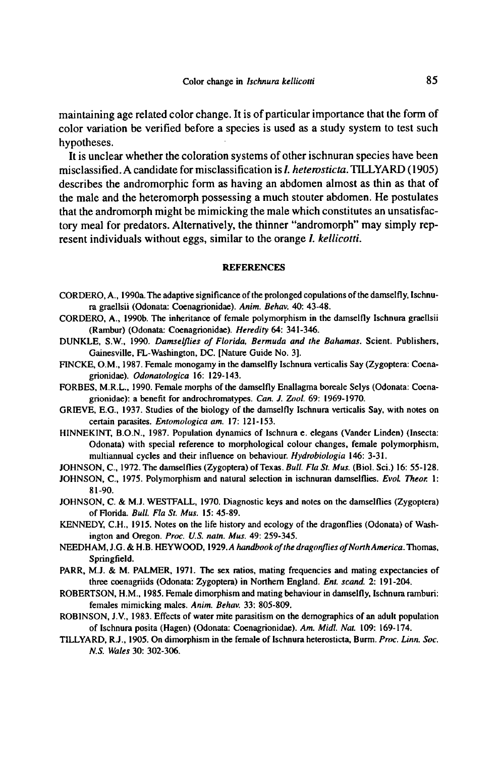maintaining age related color change. It is of particular importance that the form of color variation be verified before a species is used as a study system to test such hypotheses.

It is unclear whether the coloration systems of other ischnuran species have been misclassified. A candidate for misclassification is *I. heterosticta*. TILLYARD (1905) describes the andromorphic form as having an abdomen almost as thin as that of the male and the heteromorph possessing a much stouter abdomen. He postulates that the andromorph might be mimicking the male which constitutes an unsatisfactory meal for predators. Alternatively, the thinner "andromorph" may simply represent individuals without eggs, similar to the orange *I. kellicotti*.

## REFERENCES

CORDERO, A., 1990a. The adaptive significance of the prolonged copulations of the damselfly, Ischnura graellsii (Odonata: Coenagrionidae). *Anim. Behav.* 40: 43-48.

CORDERO, A., 1990b. The inheritance of female polymorphism in the damselfly Ischnura graellsii (Rambur) (Odonata: Coenagrionidae). *Heredity* 64: 341-346.

DUNKLE, S.W., 1990. *Damselflies of Florida, Bermuda and the Bahamas*. Scient. Publishers, Gainesville, FL-Washington, DC. [Nature Guide No. 3].

FINCKE, O.M., 1987. Female monogamy in the damselfly Ischnura verticalis Say (Zygoptera: Coenagrionidae). *Odonatologica* 16: 129-143.

FORBES, M.R.L., 1990. Female morphs of the damselfly Enallagma boreale Selys (Odonata: Coenagrionidae): a benefit for androchromatypes. *Can. J. Zool.* 69: 1969-1970.

GRIEVE, E.G., 1937. Studies of the biology of the damselfly Ischnura verticalis Say, with notes on certain parasites. *Entomologica am.* 17: 121-153.

HINNEKINT, B.O.N., 1987. Population dynamics of Ischnura e. elegans (Vander Linden) (Insecta: Odonata) with special reference to morphological colour changes, female polymorphism, multiannual cycles and their influence on behaviour. *Hydrobiologia* 146: 3-31.

JOHNSON, C., 1972. The damselflies (Zygoptera) of Texas. *Bull. Fla St. Mus.* (Biol. Sci.) 16: 55-128.

JOHNSON, C., 1975. Polymorphism and natural selection in ischnuran damselflies. *Evol. Theor.* 1: 81-90.

JOHNSON, C. & M.J. WESTFALL, 1970. Diagnostic keys and notes on the damselflies (Zygoptera) of Florida. *Bull. Fla St. Mus.* 15: 45-89.

KENNEDY, C.H., 1915. Notes on the life history and ecology of the dragonflies (Odonata) of Washington and Oregon. *Proc. U.S. natn. Mus.* 49: 259-345.

NEEDHAM, J.G. & H.B. HEYWOOD, 1929. *A handbook of the dragonflies of North America*. Thomas, Springfield.

PARR, M.J. & M. PALMER, 1971. The sex ratios, mating frequencies and mating expectancies of three coenagriids (Odonata: Zygoptera) in Northern England. *Ent. scand.* 2: 191-204.

ROBERTSON, H.M., 1985. Female dimorphism and mating behaviour in damselfly, Ischnura ramburi: females mimicking males. *Anim. Behav.* 33: 805-809.

ROBINSON, J.V., 1983. Effects of water mite parasitism on the demographics of an adult population of Ischnura posita (Hagen) (Odonata: Coenagrionidae). *Am. Midl. Nat.* 109: 169-174.

TILLYARD, R.J., 1905. On dimorphism in the female of Ischnura heterosticta, Burm. *Proc. Linn. Soc. N.S. Wales* 30: 302-306.